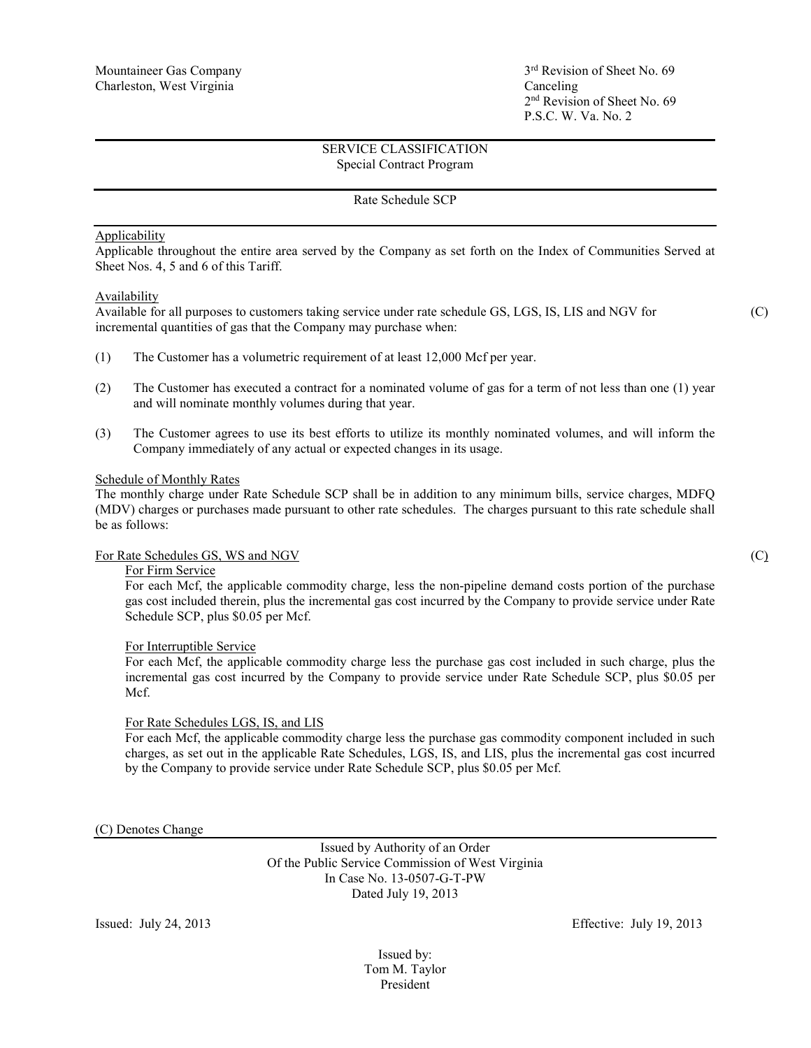Mountaineer Gas Company
Charleston, West Virginia

3rd Revision of Sheet No. 69
Canceling
2nd Revision of Sheet No. 69
P.S.C. W. Va. No. 2

## SERVICE CLASSIFICATION
Special Contract Program

### Rate Schedule SCP

Applicability
Applicable throughout the entire area served by the Company as set forth on the Index of Communities Served at Sheet Nos. 4, 5 and 6 of this Tariff.

Availability
Available for all purposes to customers taking service under rate schedule GS, LGS, IS, LIS and NGV for incremental quantities of gas that the Company may purchase when: (C)

(1) The Customer has a volumetric requirement of at least 12,000 Mcf per year.

(2) The Customer has executed a contract for a nominated volume of gas for a term of not less than one (1) year and will nominate monthly volumes during that year.

(3) The Customer agrees to use its best efforts to utilize its monthly nominated volumes, and will inform the Company immediately of any actual or expected changes in its usage.

Schedule of Monthly Rates
The monthly charge under Rate Schedule SCP shall be in addition to any minimum bills, service charges, MDFQ (MDV) charges or purchases made pursuant to other rate schedules. The charges pursuant to this rate schedule shall be as follows:

For Rate Schedules GS, WS and NGV (C)

For Firm Service
For each Mcf, the applicable commodity charge, less the non-pipeline demand costs portion of the purchase gas cost included therein, plus the incremental gas cost incurred by the Company to provide service under Rate Schedule SCP, plus $0.05 per Mcf.

For Interruptible Service
For each Mcf, the applicable commodity charge less the purchase gas cost included in such charge, plus the incremental gas cost incurred by the Company to provide service under Rate Schedule SCP, plus $0.05 per Mcf.

For Rate Schedules LGS, IS, and LIS
For each Mcf, the applicable commodity charge less the purchase gas commodity component included in such charges, as set out in the applicable Rate Schedules, LGS, IS, and LIS, plus the incremental gas cost incurred by the Company to provide service under Rate Schedule SCP, plus $0.05 per Mcf.

(C) Denotes Change

Issued by Authority of an Order
Of the Public Service Commission of West Virginia
In Case No. 13-0507-G-T-PW
Dated July 19, 2013

Issued: July 24, 2013

Effective: July 19, 2013

Issued by:
Tom M. Taylor
President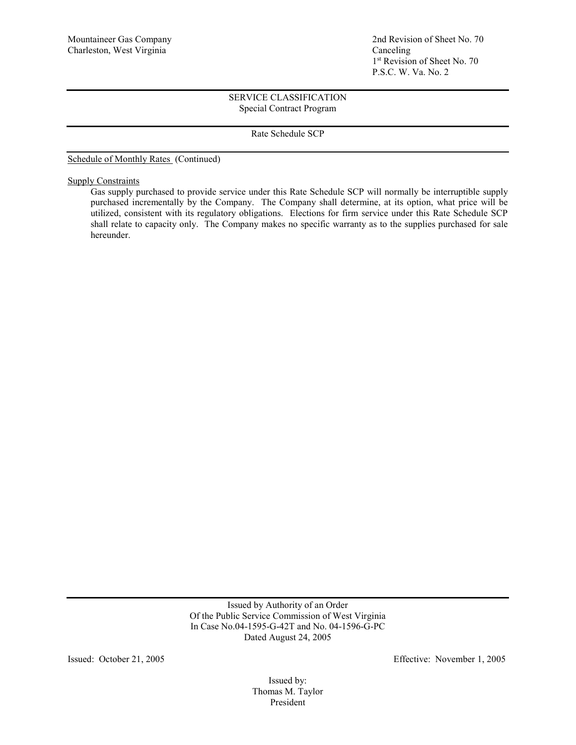Mountaineer Gas Company
Charleston, West Virginia

2nd Revision of Sheet No. 70
Canceling
1st Revision of Sheet No. 70
P.S.C. W. Va. No. 2

---

SERVICE CLASSIFICATION
Special Contract Program

---

Rate Schedule SCP

---

Schedule of Monthly Rates (Continued)

Supply Constraints

Gas supply purchased to provide service under this Rate Schedule SCP will normally be interruptible supply purchased incrementally by the Company. The Company shall determine, at its option, what price will be utilized, consistent with its regulatory obligations. Elections for firm service under this Rate Schedule SCP shall relate to capacity only. The Company makes no specific warranty as to the supplies purchased for sale hereunder.

---

Issued by Authority of an Order
Of the Public Service Commission of West Virginia
In Case No.04-1595-G-42T and No. 04-1596-G-PC
Dated August 24, 2005

Issued: October 21, 2005

Effective: November 1, 2005

Issued by:
Thomas M. Taylor
President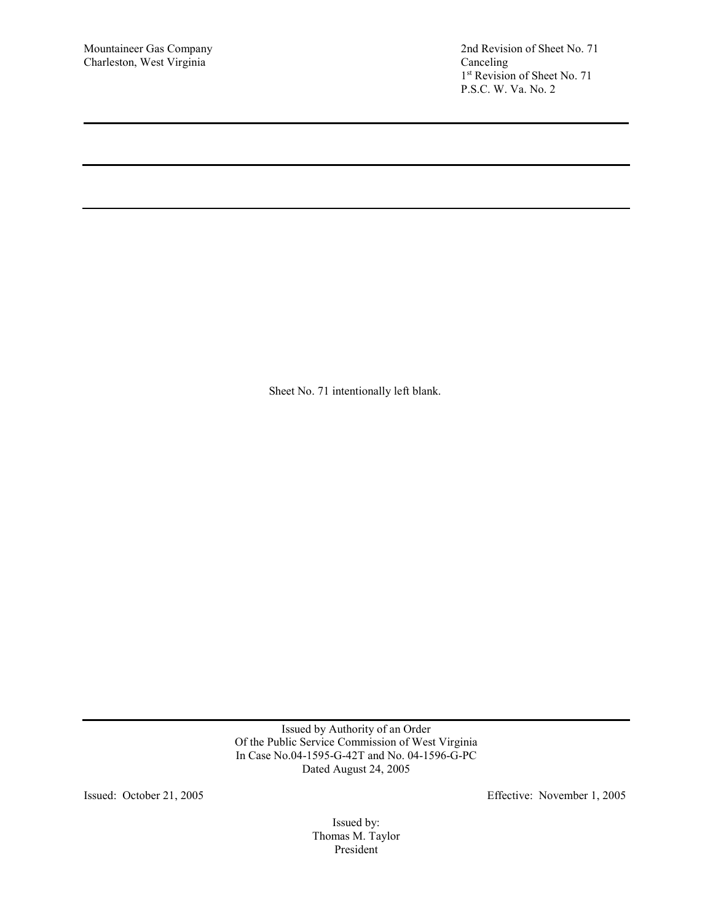Mountaineer Gas Company
Charleston, West Virginia

2nd Revision of Sheet No. 71
Canceling
1st Revision of Sheet No. 71
P.S.C. W. Va. No. 2

---

---

---

Sheet No. 71 intentionally left blank.

---

Issued by Authority of an Order
Of the Public Service Commission of West Virginia
In Case No.04-1595-G-42T and No. 04-1596-G-PC
Dated August 24, 2005

Issued: October 21, 2005

Effective: November 1, 2005

Issued by:
Thomas M. Taylor
President